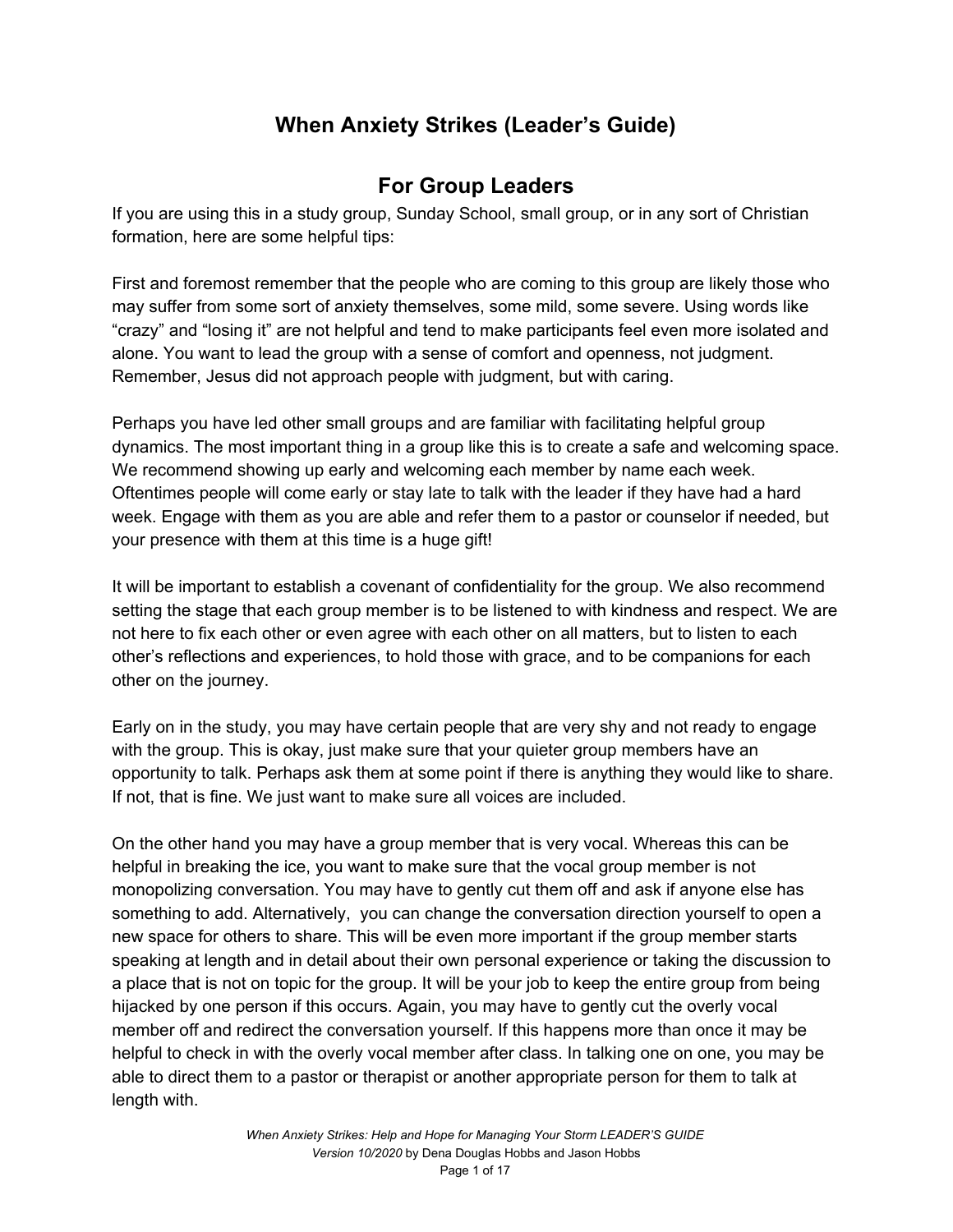# When Anxiety Strikes (Leader's Guide)

## For Group Leaders

If you are using this in a study group, Sunday School, small group, or in any sort of Christian formation, here are some helpful tips:

First and foremost remember that the people who are coming to this group are likely those who may suffer from some sort of anxiety themselves, some mild, some severe. Using words like "crazy" and "losing it" are not helpful and tend to make participants feel even more isolated and alone. You want to lead the group with a sense of comfort and openness, not judgment. Remember, Jesus did not approach people with judgment, but with caring.

Perhaps you have led other small groups and are familiar with facilitating helpful group dynamics. The most important thing in a group like this is to create a safe and welcoming space. We recommend showing up early and welcoming each member by name each week. Oftentimes people will come early or stay late to talk with the leader if they have had a hard week. Engage with them as you are able and refer them to a pastor or counselor if needed, but your presence with them at this time is a huge gift!

It will be important to establish a covenant of confidentiality for the group. We also recommend setting the stage that each group member is to be listened to with kindness and respect. We are not here to fix each other or even agree with each other on all matters, but to listen to each other's reflections and experiences, to hold those with grace, and to be companions for each other on the journey.

Early on in the study, you may have certain people that are very shy and not ready to engage with the group. This is okay, just make sure that your quieter group members have an opportunity to talk. Perhaps ask them at some point if there is anything they would like to share. If not, that is fine. We just want to make sure all voices are included.

On the other hand you may have a group member that is very vocal. Whereas this can be helpful in breaking the ice, you want to make sure that the vocal group member is not monopolizing conversation. You may have to gently cut them off and ask if anyone else has something to add. Alternatively, you can change the conversation direction yourself to open a new space for others to share. This will be even more important if the group member starts speaking at length and in detail about their own personal experience or taking the discussion to a place that is not on topic for the group. It will be your job to keep the entire group from being hijacked by one person if this occurs. Again, you may have to gently cut the overly vocal member off and redirect the conversation yourself. If this happens more than once it may be helpful to check in with the overly vocal member after class. In talking one on one, you may be able to direct them to a pastor or therapist or another appropriate person for them to talk at length with.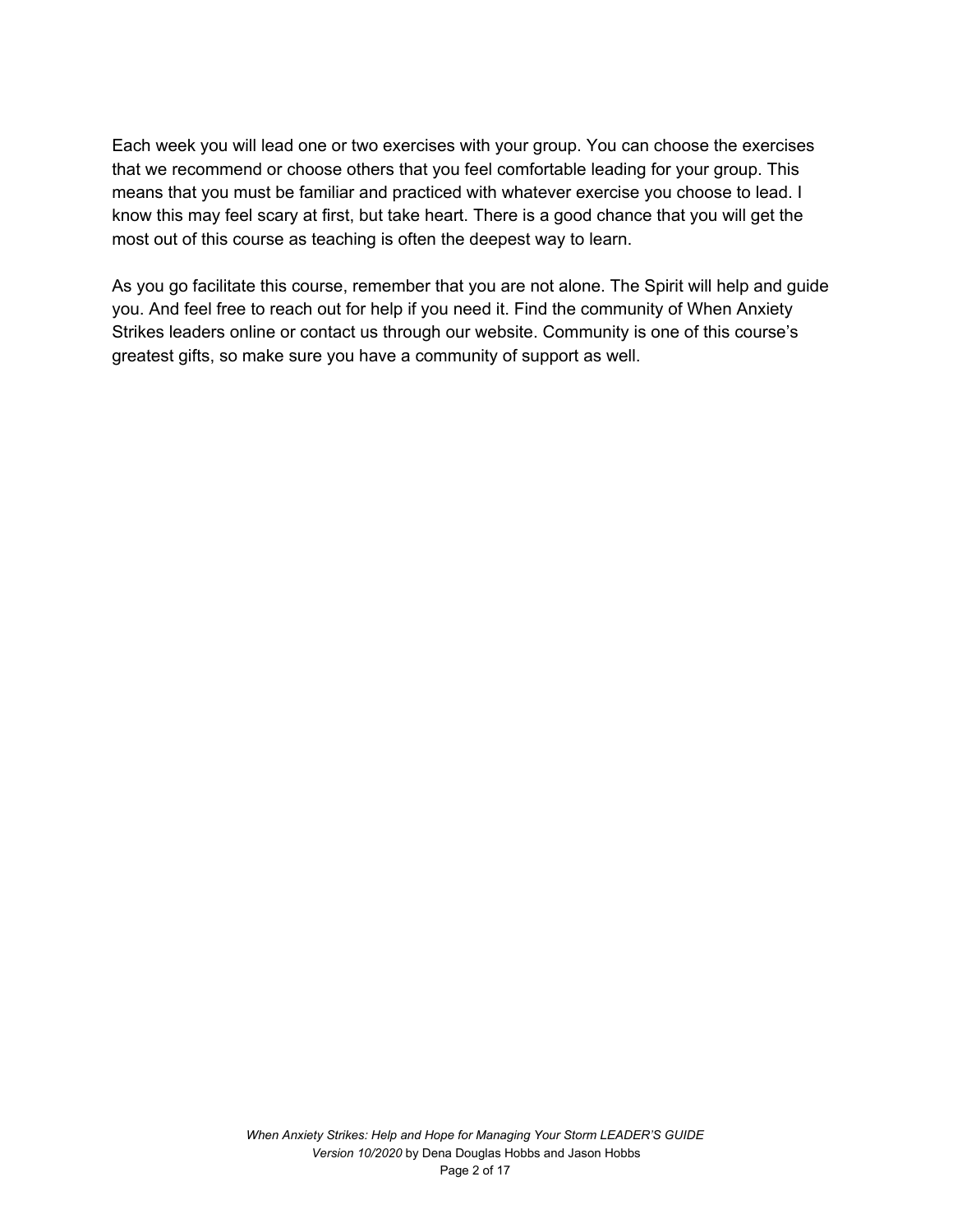Each week you will lead one or two exercises with your group. You can choose the exercises that we recommend or choose others that you feel comfortable leading for your group. This means that you must be familiar and practiced with whatever exercise you choose to lead. I know this may feel scary at first, but take heart. There is a good chance that you will get the most out of this course as teaching is often the deepest way to learn.

As you go facilitate this course, remember that you are not alone. The Spirit will help and guide you. And feel free to reach out for help if you need it. Find the community of When Anxiety Strikes leaders online or contact us through our website. Community is one of this course's greatest gifts, so make sure you have a community of support as well.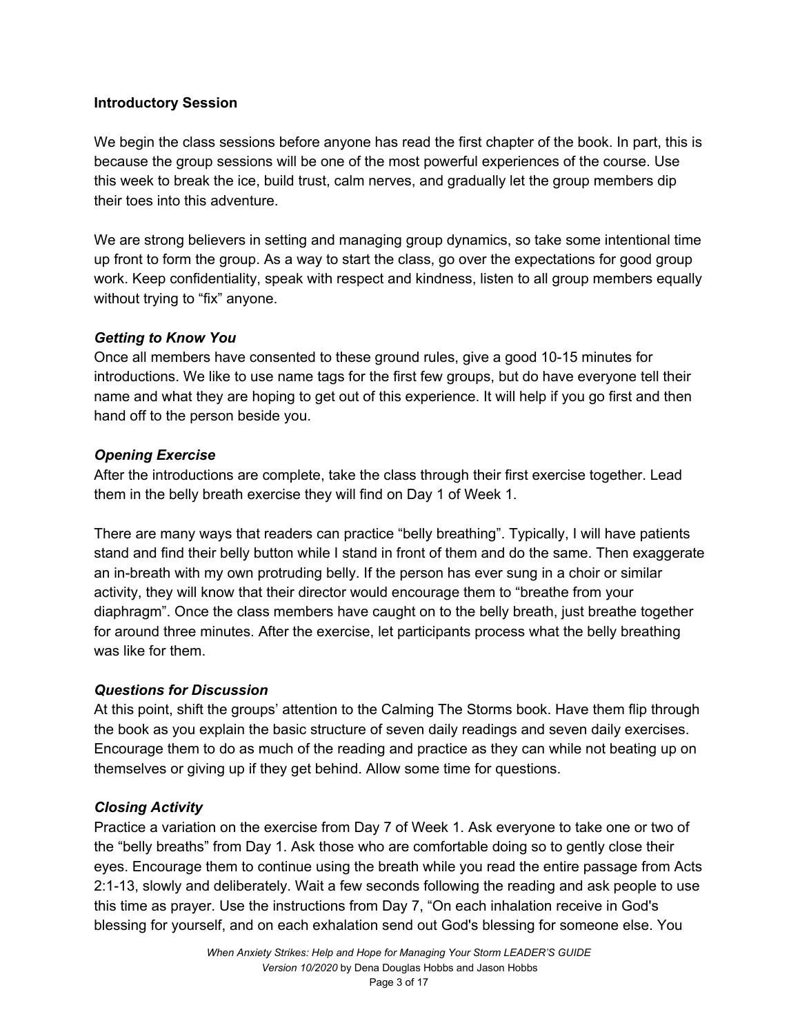**Introductory Session**

We begin the class sessions before anyone has read the first chapter of the book. In part, this is because the group sessions will be one of the most powerful experiences of the course. Use this week to break the ice, build trust, calm nerves, and gradually let the group members dip their toes into this adventure.

We are strong believers in setting and managing group dynamics, so take some intentional time up front to form the group. As a way to start the class, go over the expectations for good group work. Keep confidentiality, speak with respect and kindness, listen to all group members equally without trying to "fix" anyone.

***Getting to Know You***

Once all members have consented to these ground rules, give a good 10-15 minutes for introductions. We like to use name tags for the first few groups, but do have everyone tell their name and what they are hoping to get out of this experience. It will help if you go first and then hand off to the person beside you.

***Opening Exercise***

After the introductions are complete, take the class through their first exercise together. Lead them in the belly breath exercise they will find on Day 1 of Week 1.

There are many ways that readers can practice "belly breathing". Typically, I will have patients stand and find their belly button while I stand in front of them and do the same. Then exaggerate an in-breath with my own protruding belly. If the person has ever sung in a choir or similar activity, they will know that their director would encourage them to "breathe from your diaphragm". Once the class members have caught on to the belly breath, just breathe together for around three minutes. After the exercise, let participants process what the belly breathing was like for them.

***Questions for Discussion***

At this point, shift the groups' attention to the Calming The Storms book. Have them flip through the book as you explain the basic structure of seven daily readings and seven daily exercises. Encourage them to do as much of the reading and practice as they can while not beating up on themselves or giving up if they get behind. Allow some time for questions.

***Closing Activity***

Practice a variation on the exercise from Day 7 of Week 1. Ask everyone to take one or two of the "belly breaths" from Day 1. Ask those who are comfortable doing so to gently close their eyes. Encourage them to continue using the breath while you read the entire passage from Acts 2:1-13, slowly and deliberately. Wait a few seconds following the reading and ask people to use this time as prayer. Use the instructions from Day 7, "On each inhalation receive in God's blessing for yourself, and on each exhalation send out God's blessing for someone else. You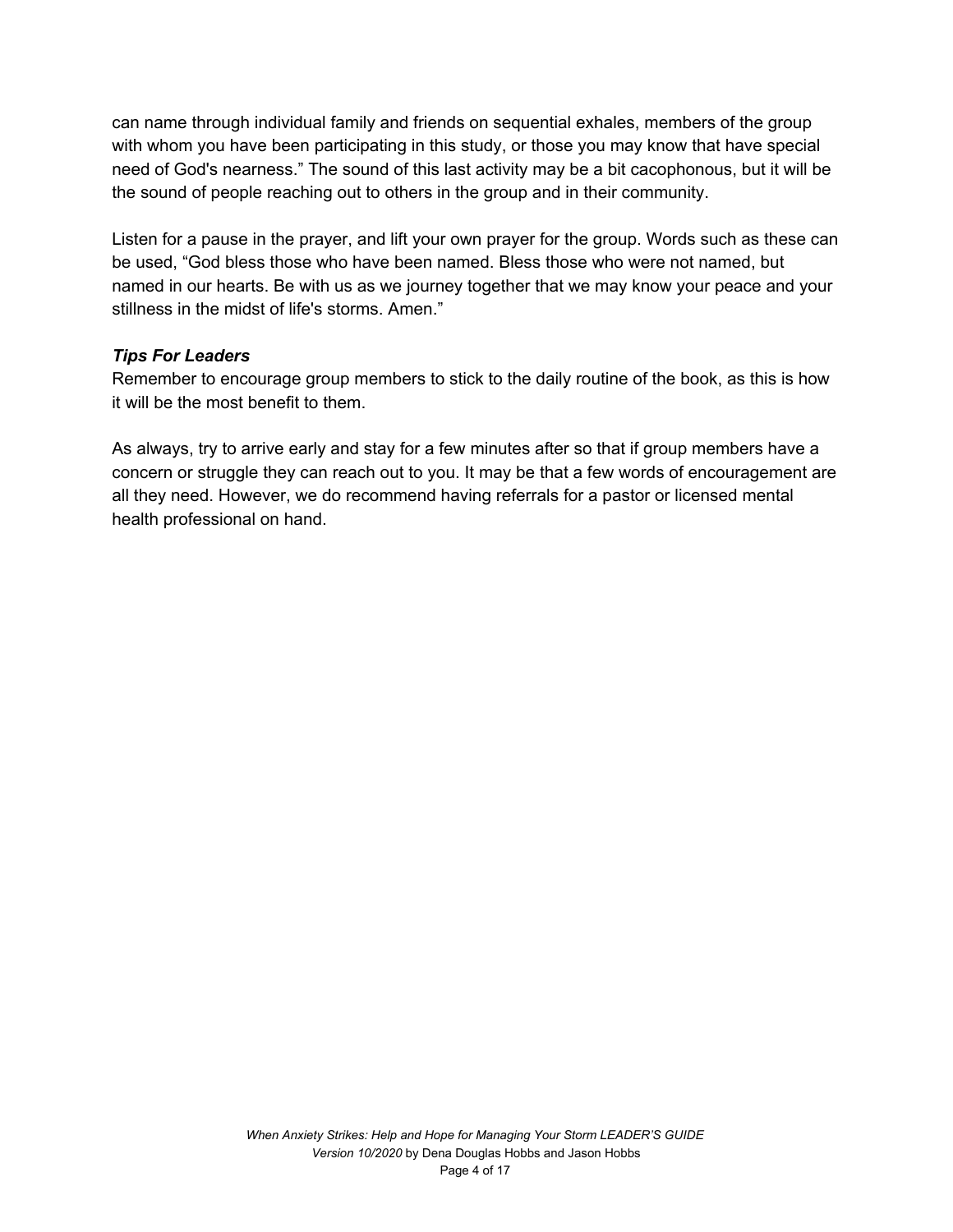can name through individual family and friends on sequential exhales, members of the group with whom you have been participating in this study, or those you may know that have special need of God's nearness." The sound of this last activity may be a bit cacophonous, but it will be the sound of people reaching out to others in the group and in their community.

Listen for a pause in the prayer, and lift your own prayer for the group. Words such as these can be used, "God bless those who have been named. Bless those who were not named, but named in our hearts. Be with us as we journey together that we may know your peace and your stillness in the midst of life's storms. Amen."

***Tips For Leaders***

Remember to encourage group members to stick to the daily routine of the book, as this is how it will be the most benefit to them.

As always, try to arrive early and stay for a few minutes after so that if group members have a concern or struggle they can reach out to you. It may be that a few words of encouragement are all they need. However, we do recommend having referrals for a pastor or licensed mental health professional on hand.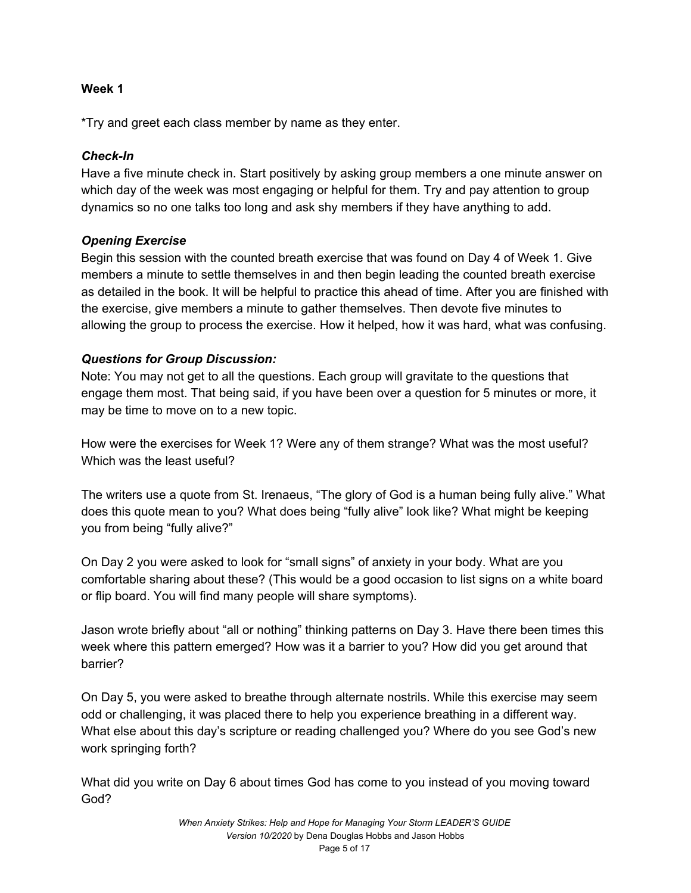**Week 1**

*Try and greet each class member by name as they enter.

***Check-In***

Have a five minute check in. Start positively by asking group members a one minute answer on which day of the week was most engaging or helpful for them. Try and pay attention to group dynamics so no one talks too long and ask shy members if they have anything to add.

***Opening Exercise***

Begin this session with the counted breath exercise that was found on Day 4 of Week 1. Give members a minute to settle themselves in and then begin leading the counted breath exercise as detailed in the book. It will be helpful to practice this ahead of time. After you are finished with the exercise, give members a minute to gather themselves. Then devote five minutes to allowing the group to process the exercise. How it helped, how it was hard, what was confusing.

***Questions for Group Discussion:***

Note: You may not get to all the questions. Each group will gravitate to the questions that engage them most. That being said, if you have been over a question for 5 minutes or more, it may be time to move on to a new topic.

How were the exercises for Week 1? Were any of them strange? What was the most useful? Which was the least useful?

The writers use a quote from St. Irenaeus, “The glory of God is a human being fully alive.” What does this quote mean to you? What does being “fully alive” look like? What might be keeping you from being “fully alive?”

On Day 2 you were asked to look for “small signs” of anxiety in your body. What are you comfortable sharing about these? (This would be a good occasion to list signs on a white board or flip board. You will find many people will share symptoms).

Jason wrote briefly about “all or nothing” thinking patterns on Day 3. Have there been times this week where this pattern emerged? How was it a barrier to you? How did you get around that barrier?

On Day 5, you were asked to breathe through alternate nostrils. While this exercise may seem odd or challenging, it was placed there to help you experience breathing in a different way. What else about this day’s scripture or reading challenged you? Where do you see God’s new work springing forth?

What did you write on Day 6 about times God has come to you instead of you moving toward God?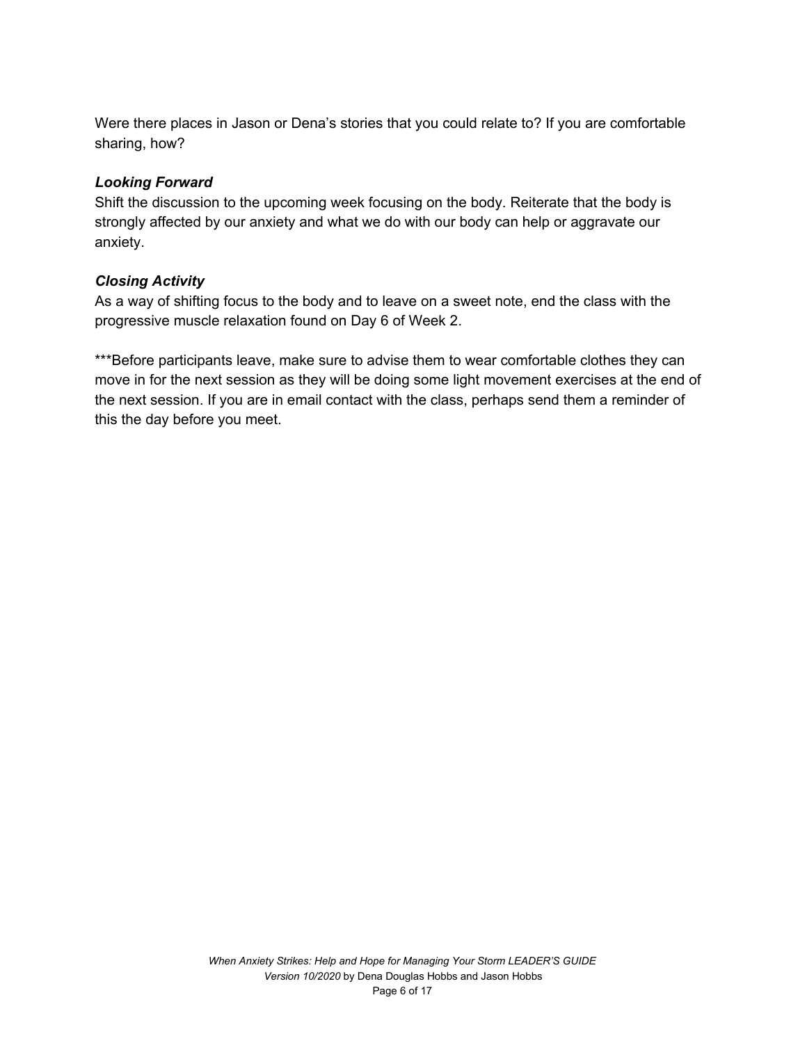Were there places in Jason or Dena's stories that you could relate to? If you are comfortable sharing, how?

### *Looking Forward*

Shift the discussion to the upcoming week focusing on the body. Reiterate that the body is strongly affected by our anxiety and what we do with our body can help or aggravate our anxiety.

### *Closing Activity*

As a way of shifting focus to the body and to leave on a sweet note, end the class with the progressive muscle relaxation found on Day 6 of Week 2.

***Before participants leave, make sure to advise them to wear comfortable clothes they can move in for the next session as they will be doing some light movement exercises at the end of the next session. If you are in email contact with the class, perhaps send them a reminder of this the day before you meet.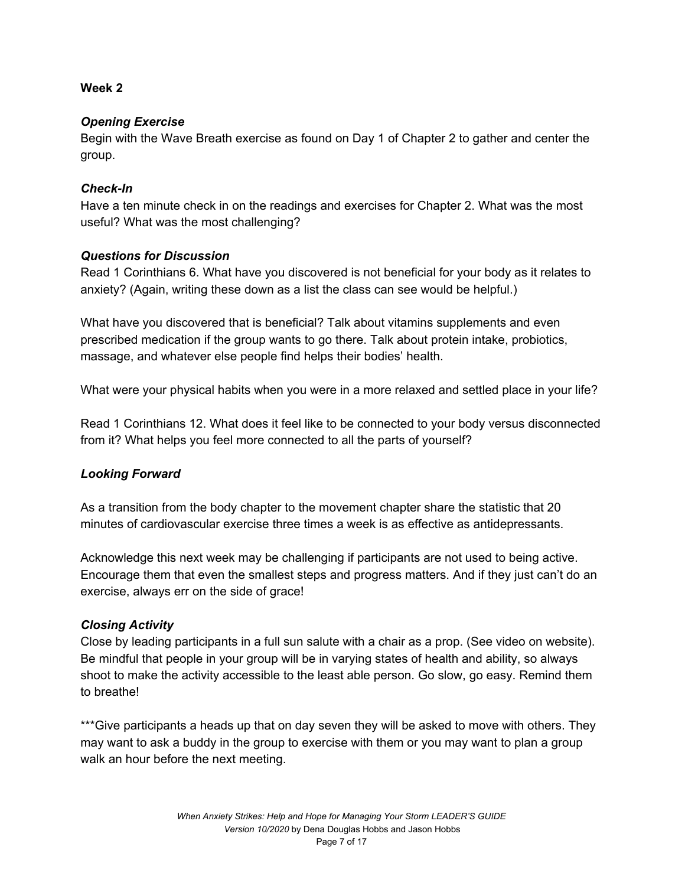**Week 2**

***Opening Exercise***

Begin with the Wave Breath exercise as found on Day 1 of Chapter 2 to gather and center the group.

***Check-In***

Have a ten minute check in on the readings and exercises for Chapter 2. What was the most useful? What was the most challenging?

***Questions for Discussion***

Read 1 Corinthians 6. What have you discovered is not beneficial for your body as it relates to anxiety? (Again, writing these down as a list the class can see would be helpful.)

What have you discovered that is beneficial? Talk about vitamins supplements and even prescribed medication if the group wants to go there. Talk about protein intake, probiotics, massage, and whatever else people find helps their bodies' health.

What were your physical habits when you were in a more relaxed and settled place in your life?

Read 1 Corinthians 12. What does it feel like to be connected to your body versus disconnected from it? What helps you feel more connected to all the parts of yourself?

***Looking Forward***

As a transition from the body chapter to the movement chapter share the statistic that 20 minutes of cardiovascular exercise three times a week is as effective as antidepressants.

Acknowledge this next week may be challenging if participants are not used to being active. Encourage them that even the smallest steps and progress matters. And if they just can't do an exercise, always err on the side of grace!

***Closing Activity***

Close by leading participants in a full sun salute with a chair as a prop. (See video on website). Be mindful that people in your group will be in varying states of health and ability, so always shoot to make the activity accessible to the least able person. Go slow, go easy. Remind them to breathe!

***Give participants a heads up that on day seven they will be asked to move with others. They may want to ask a buddy in the group to exercise with them or you may want to plan a group walk an hour before the next meeting.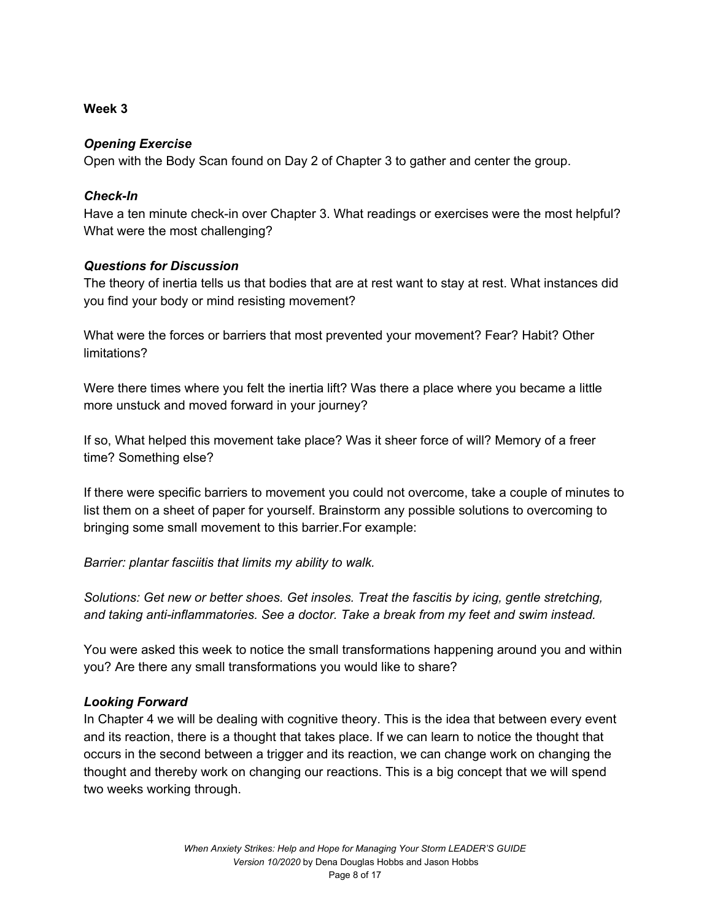**Week 3**

***Opening Exercise***

Open with the Body Scan found on Day 2 of Chapter 3 to gather and center the group.

***Check-In***

Have a ten minute check-in over Chapter 3. What readings or exercises were the most helpful? What were the most challenging?

***Questions for Discussion***

The theory of inertia tells us that bodies that are at rest want to stay at rest. What instances did you find your body or mind resisting movement?

What were the forces or barriers that most prevented your movement? Fear? Habit? Other limitations?

Were there times where you felt the inertia lift? Was there a place where you became a little more unstuck and moved forward in your journey?

If so, What helped this movement take place? Was it sheer force of will? Memory of a freer time? Something else?

If there were specific barriers to movement you could not overcome, take a couple of minutes to list them on a sheet of paper for yourself. Brainstorm any possible solutions to overcoming to bringing some small movement to this barrier.For example:

*Barrier: plantar fasciitis that limits my ability to walk.*

*Solutions: Get new or better shoes. Get insoles. Treat the fascitis by icing, gentle stretching, and taking anti-inflammatories. See a doctor. Take a break from my feet and swim instead.*

You were asked this week to notice the small transformations happening around you and within you? Are there any small transformations you would like to share?

***Looking Forward***

In Chapter 4 we will be dealing with cognitive theory. This is the idea that between every event and its reaction, there is a thought that takes place. If we can learn to notice the thought that occurs in the second between a trigger and its reaction, we can change work on changing the thought and thereby work on changing our reactions. This is a big concept that we will spend two weeks working through.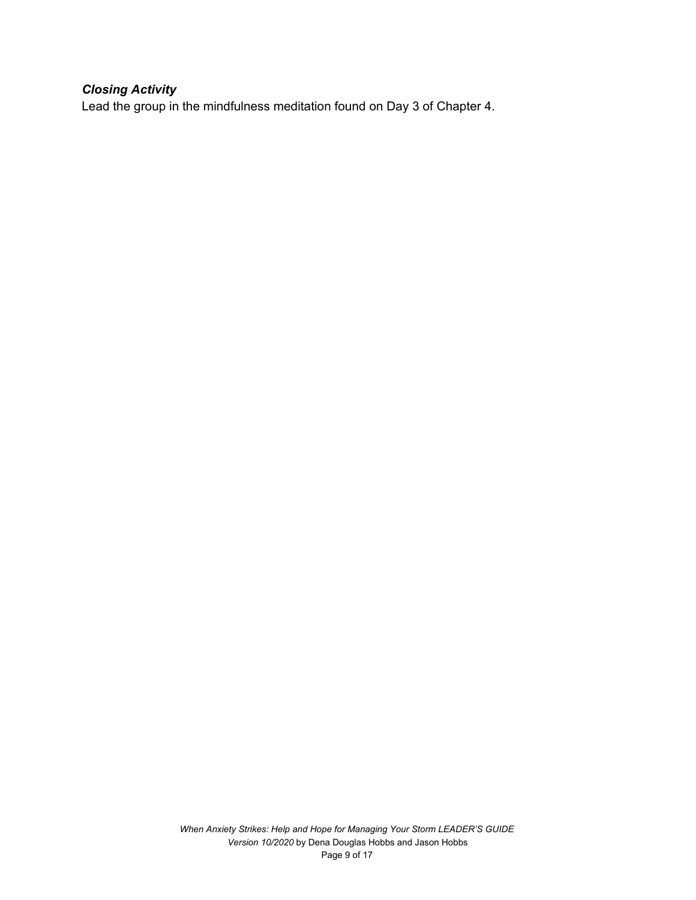***Closing Activity***

Lead the group in the mindfulness meditation found on Day 3 of Chapter 4.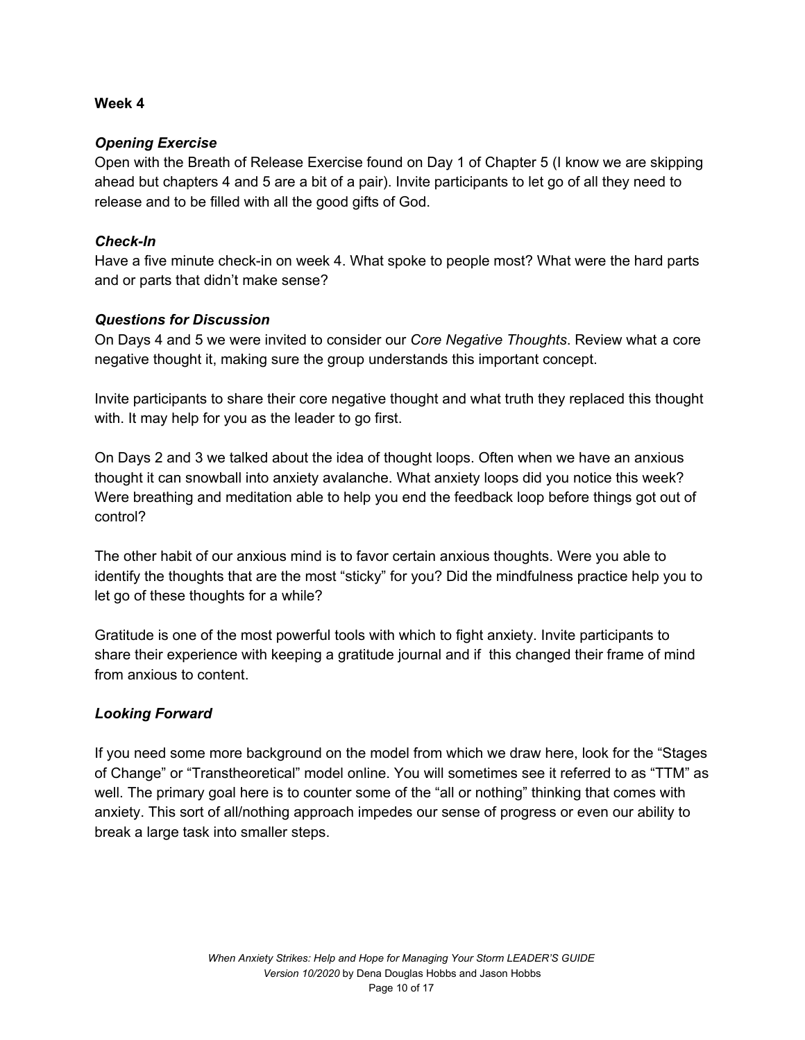**Week 4**

***Opening Exercise***

Open with the Breath of Release Exercise found on Day 1 of Chapter 5 (I know we are skipping ahead but chapters 4 and 5 are a bit of a pair). Invite participants to let go of all they need to release and to be filled with all the good gifts of God.

***Check-In***

Have a five minute check-in on week 4. What spoke to people most? What were the hard parts and or parts that didn't make sense?

***Questions for Discussion***

On Days 4 and 5 we were invited to consider our *Core Negative Thoughts*. Review what a core negative thought it, making sure the group understands this important concept.

Invite participants to share their core negative thought and what truth they replaced this thought with. It may help for you as the leader to go first.

On Days 2 and 3 we talked about the idea of thought loops. Often when we have an anxious thought it can snowball into anxiety avalanche. What anxiety loops did you notice this week? Were breathing and meditation able to help you end the feedback loop before things got out of control?

The other habit of our anxious mind is to favor certain anxious thoughts. Were you able to identify the thoughts that are the most "sticky" for you? Did the mindfulness practice help you to let go of these thoughts for a while?

Gratitude is one of the most powerful tools with which to fight anxiety. Invite participants to share their experience with keeping a gratitude journal and if this changed their frame of mind from anxious to content.

***Looking Forward***

If you need some more background on the model from which we draw here, look for the "Stages of Change" or "Transtheoretical" model online. You will sometimes see it referred to as "TTM" as well. The primary goal here is to counter some of the "all or nothing" thinking that comes with anxiety. This sort of all/nothing approach impedes our sense of progress or even our ability to break a large task into smaller steps.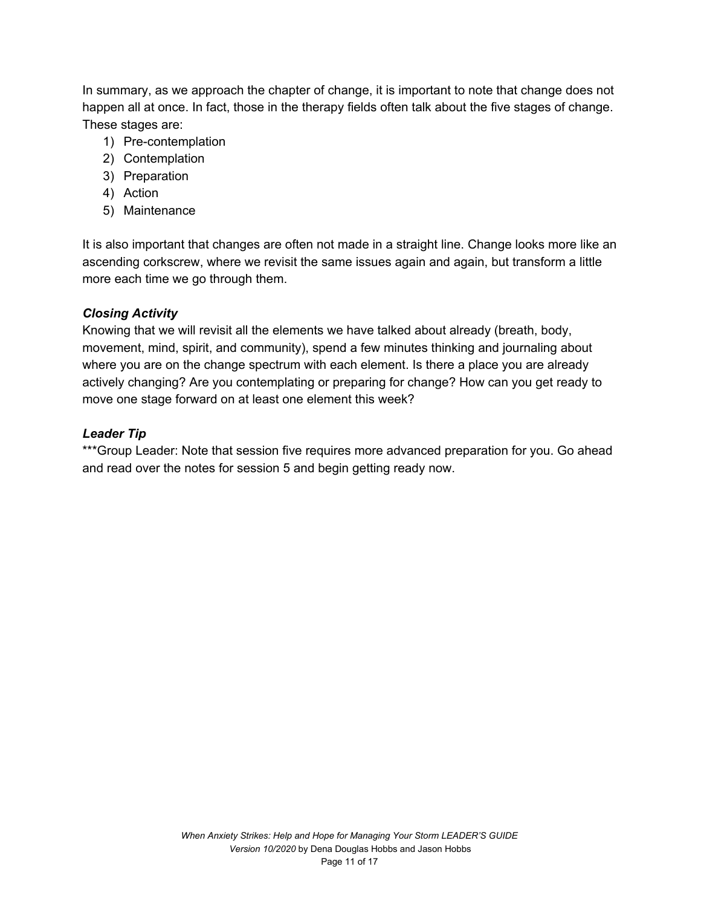In summary, as we approach the chapter of change, it is important to note that change does not happen all at once. In fact, those in the therapy fields often talk about the five stages of change. These stages are:

1) Pre-contemplation
2) Contemplation
3) Preparation
4) Action
5) Maintenance

It is also important that changes are often not made in a straight line. Change looks more like an ascending corkscrew, where we revisit the same issues again and again, but transform a little more each time we go through them.

***Closing Activity***

Knowing that we will revisit all the elements we have talked about already (breath, body, movement, mind, spirit, and community), spend a few minutes thinking and journaling about where you are on the change spectrum with each element. Is there a place you are already actively changing? Are you contemplating or preparing for change? How can you get ready to move one stage forward on at least one element this week?

***Leader Tip***

***Group Leader: Note that session five requires more advanced preparation for you. Go ahead and read over the notes for session 5 and begin getting ready now.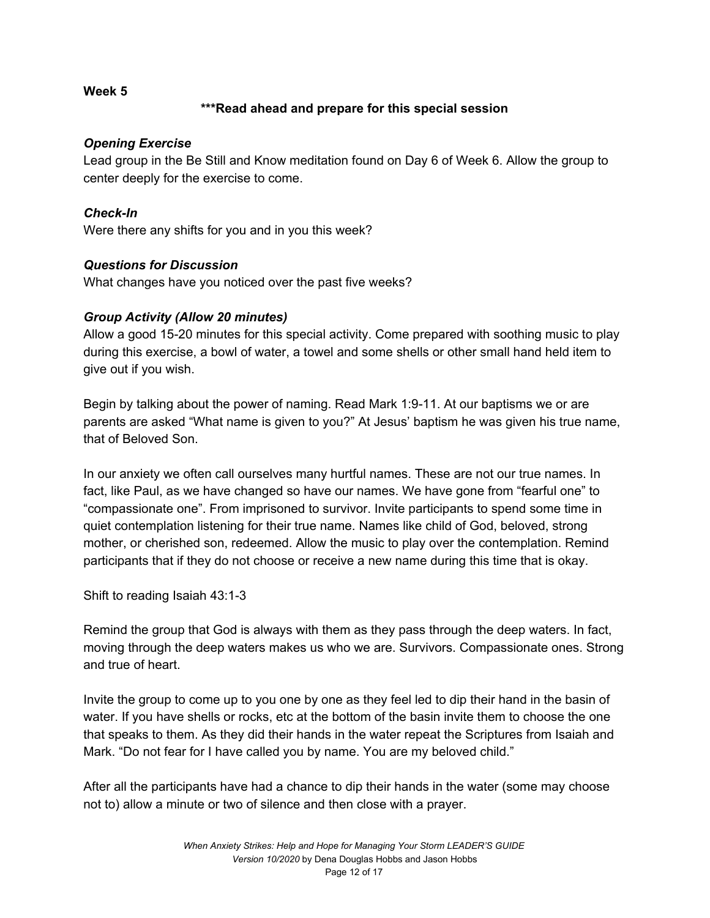**Week 5**

**\*\*\*Read ahead and prepare for this special session**

***Opening Exercise***

Lead group in the Be Still and Know meditation found on Day 6 of Week 6. Allow the group to center deeply for the exercise to come.

***Check-In***

Were there any shifts for you and in you this week?

***Questions for Discussion***

What changes have you noticed over the past five weeks?

***Group Activity (Allow 20 minutes)***

Allow a good 15-20 minutes for this special activity. Come prepared with soothing music to play during this exercise, a bowl of water, a towel and some shells or other small hand held item to give out if you wish.

Begin by talking about the power of naming. Read Mark 1:9-11. At our baptisms we or are parents are asked "What name is given to you?" At Jesus' baptism he was given his true name, that of Beloved Son.

In our anxiety we often call ourselves many hurtful names. These are not our true names. In fact, like Paul, as we have changed so have our names. We have gone from "fearful one" to "compassionate one". From imprisoned to survivor. Invite participants to spend some time in quiet contemplation listening for their true name. Names like child of God, beloved, strong mother, or cherished son, redeemed. Allow the music to play over the contemplation. Remind participants that if they do not choose or receive a new name during this time that is okay.

Shift to reading Isaiah 43:1-3

Remind the group that God is always with them as they pass through the deep waters. In fact, moving through the deep waters makes us who we are. Survivors. Compassionate ones. Strong and true of heart.

Invite the group to come up to you one by one as they feel led to dip their hand in the basin of water. If you have shells or rocks, etc at the bottom of the basin invite them to choose the one that speaks to them. As they did their hands in the water repeat the Scriptures from Isaiah and Mark. "Do not fear for I have called you by name. You are my beloved child."

After all the participants have had a chance to dip their hands in the water (some may choose not to) allow a minute or two of silence and then close with a prayer.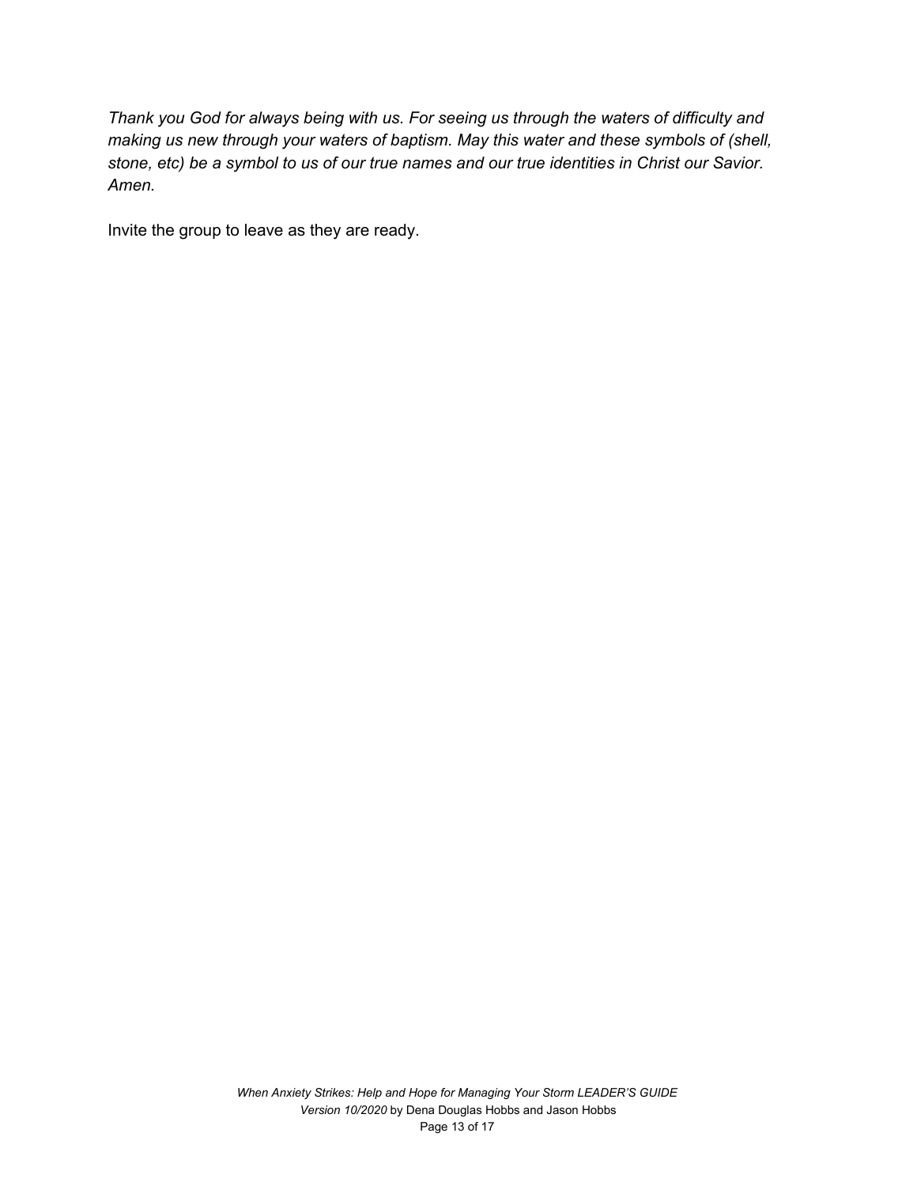*Thank you God for always being with us. For seeing us through the waters of difficulty and making us new through your waters of baptism. May this water and these symbols of (shell, stone, etc) be a symbol to us of our true names and our true identities in Christ our Savior. Amen.*

Invite the group to leave as they are ready.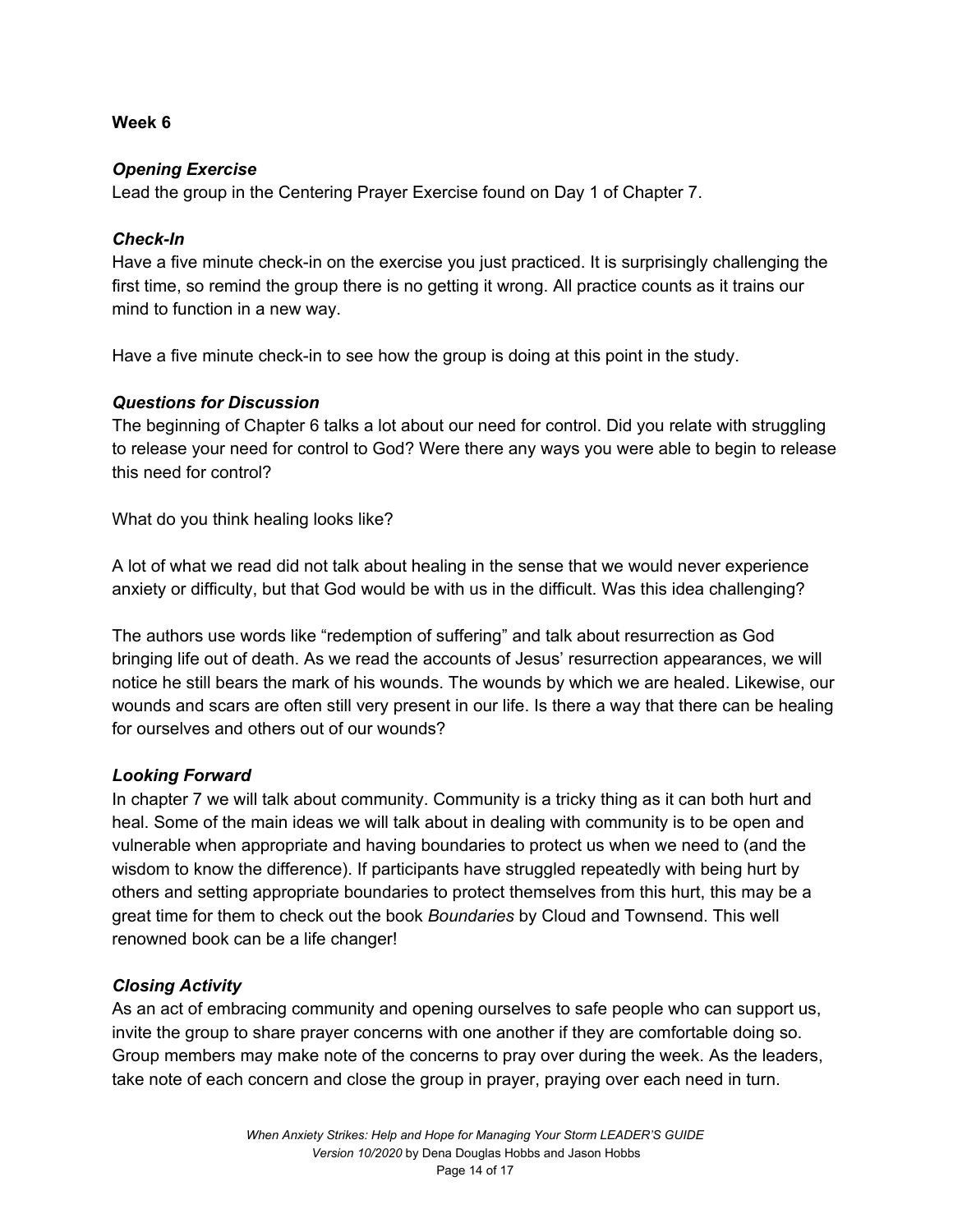**Week 6**

***Opening Exercise***

Lead the group in the Centering Prayer Exercise found on Day 1 of Chapter 7.

***Check-In***

Have a five minute check-in on the exercise you just practiced. It is surprisingly challenging the first time, so remind the group there is no getting it wrong. All practice counts as it trains our mind to function in a new way.

Have a five minute check-in to see how the group is doing at this point in the study.

***Questions for Discussion***

The beginning of Chapter 6 talks a lot about our need for control. Did you relate with struggling to release your need for control to God? Were there any ways you were able to begin to release this need for control?

What do you think healing looks like?

A lot of what we read did not talk about healing in the sense that we would never experience anxiety or difficulty, but that God would be with us in the difficult. Was this idea challenging?

The authors use words like "redemption of suffering" and talk about resurrection as God bringing life out of death. As we read the accounts of Jesus' resurrection appearances, we will notice he still bears the mark of his wounds. The wounds by which we are healed. Likewise, our wounds and scars are often still very present in our life. Is there a way that there can be healing for ourselves and others out of our wounds?

***Looking Forward***

In chapter 7 we will talk about community. Community is a tricky thing as it can both hurt and heal. Some of the main ideas we will talk about in dealing with community is to be open and vulnerable when appropriate and having boundaries to protect us when we need to (and the wisdom to know the difference). If participants have struggled repeatedly with being hurt by others and setting appropriate boundaries to protect themselves from this hurt, this may be a great time for them to check out the book *Boundaries* by Cloud and Townsend. This well renowned book can be a life changer!

***Closing Activity***

As an act of embracing community and opening ourselves to safe people who can support us, invite the group to share prayer concerns with one another if they are comfortable doing so. Group members may make note of the concerns to pray over during the week. As the leaders, take note of each concern and close the group in prayer, praying over each need in turn.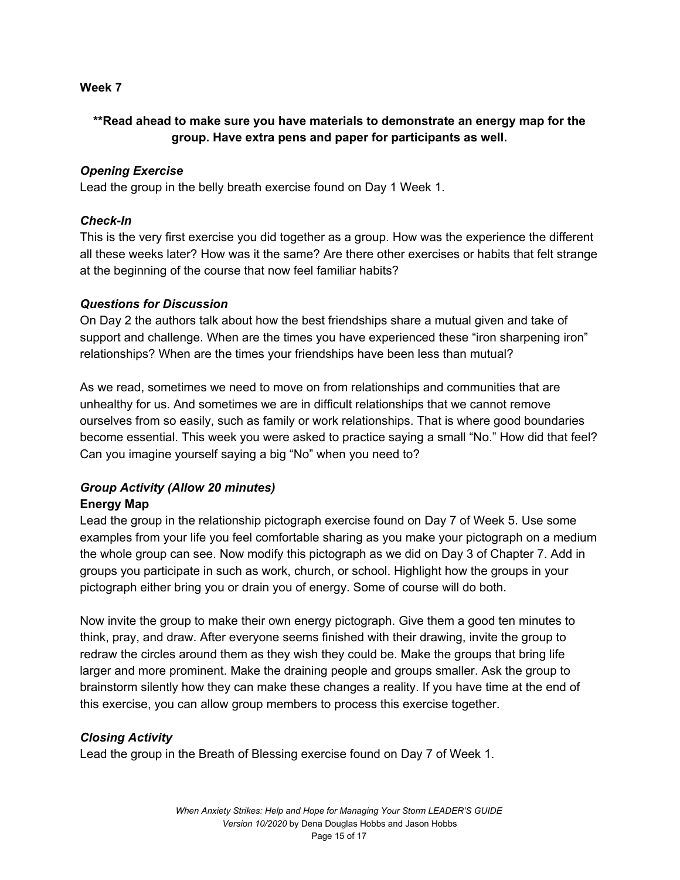**Week 7**

**\*\*Read ahead to make sure you have materials to demonstrate an energy map for the group. Have extra pens and paper for participants as well.**

***Opening Exercise***

Lead the group in the belly breath exercise found on Day 1 Week 1.

***Check-In***

This is the very first exercise you did together as a group. How was the experience the different all these weeks later? How was it the same? Are there other exercises or habits that felt strange at the beginning of the course that now feel familiar habits?

***Questions for Discussion***

On Day 2 the authors talk about how the best friendships share a mutual given and take of support and challenge. When are the times you have experienced these "iron sharpening iron" relationships? When are the times your friendships have been less than mutual?

As we read, sometimes we need to move on from relationships and communities that are unhealthy for us. And sometimes we are in difficult relationships that we cannot remove ourselves from so easily, such as family or work relationships. That is where good boundaries become essential. This week you were asked to practice saying a small "No." How did that feel? Can you imagine yourself saying a big "No" when you need to?

***Group Activity (Allow 20 minutes)***

**Energy Map**

Lead the group in the relationship pictograph exercise found on Day 7 of Week 5. Use some examples from your life you feel comfortable sharing as you make your pictograph on a medium the whole group can see. Now modify this pictograph as we did on Day 3 of Chapter 7. Add in groups you participate in such as work, church, or school. Highlight how the groups in your pictograph either bring you or drain you of energy. Some of course will do both.

Now invite the group to make their own energy pictograph. Give them a good ten minutes to think, pray, and draw. After everyone seems finished with their drawing, invite the group to redraw the circles around them as they wish they could be. Make the groups that bring life larger and more prominent. Make the draining people and groups smaller. Ask the group to brainstorm silently how they can make these changes a reality. If you have time at the end of this exercise, you can allow group members to process this exercise together.

***Closing Activity***

Lead the group in the Breath of Blessing exercise found on Day 7 of Week 1.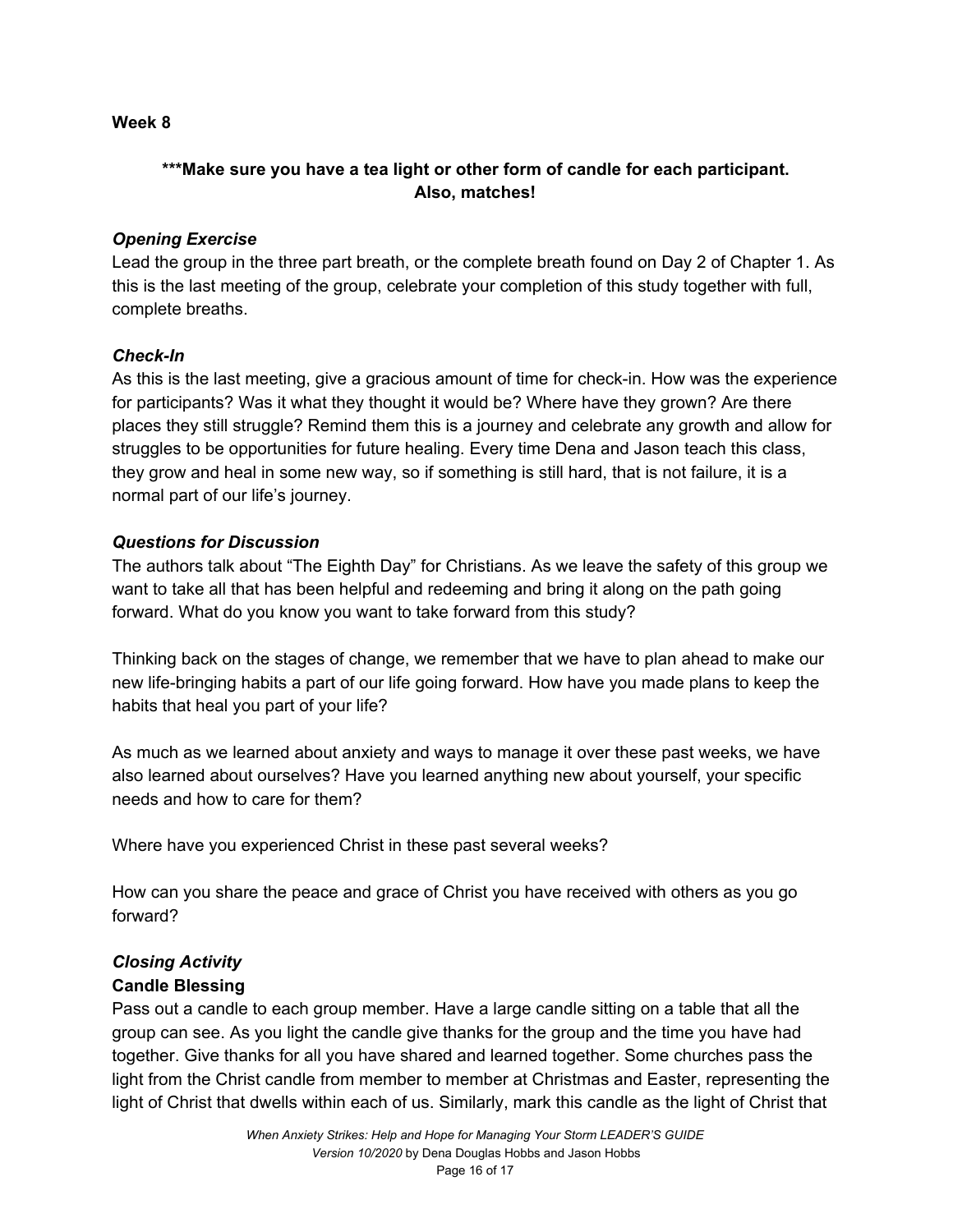**Week 8**

**\*\*\*Make sure you have a tea light or other form of candle for each participant. Also, matches!**

***Opening Exercise***

Lead the group in the three part breath, or the complete breath found on Day 2 of Chapter 1. As this is the last meeting of the group, celebrate your completion of this study together with full, complete breaths.

***Check-In***

As this is the last meeting, give a gracious amount of time for check-in. How was the experience for participants? Was it what they thought it would be? Where have they grown? Are there places they still struggle? Remind them this is a journey and celebrate any growth and allow for struggles to be opportunities for future healing. Every time Dena and Jason teach this class, they grow and heal in some new way, so if something is still hard, that is not failure, it is a normal part of our life's journey.

***Questions for Discussion***

The authors talk about "The Eighth Day" for Christians. As we leave the safety of this group we want to take all that has been helpful and redeeming and bring it along on the path going forward. What do you know you want to take forward from this study?

Thinking back on the stages of change, we remember that we have to plan ahead to make our new life-bringing habits a part of our life going forward. How have you made plans to keep the habits that heal you part of your life?

As much as we learned about anxiety and ways to manage it over these past weeks, we have also learned about ourselves? Have you learned anything new about yourself, your specific needs and how to care for them?

Where have you experienced Christ in these past several weeks?

How can you share the peace and grace of Christ you have received with others as you go forward?

***Closing Activity***

**Candle Blessing**

Pass out a candle to each group member. Have a large candle sitting on a table that all the group can see. As you light the candle give thanks for the group and the time you have had together. Give thanks for all you have shared and learned together. Some churches pass the light from the Christ candle from member to member at Christmas and Easter, representing the light of Christ that dwells within each of us. Similarly, mark this candle as the light of Christ that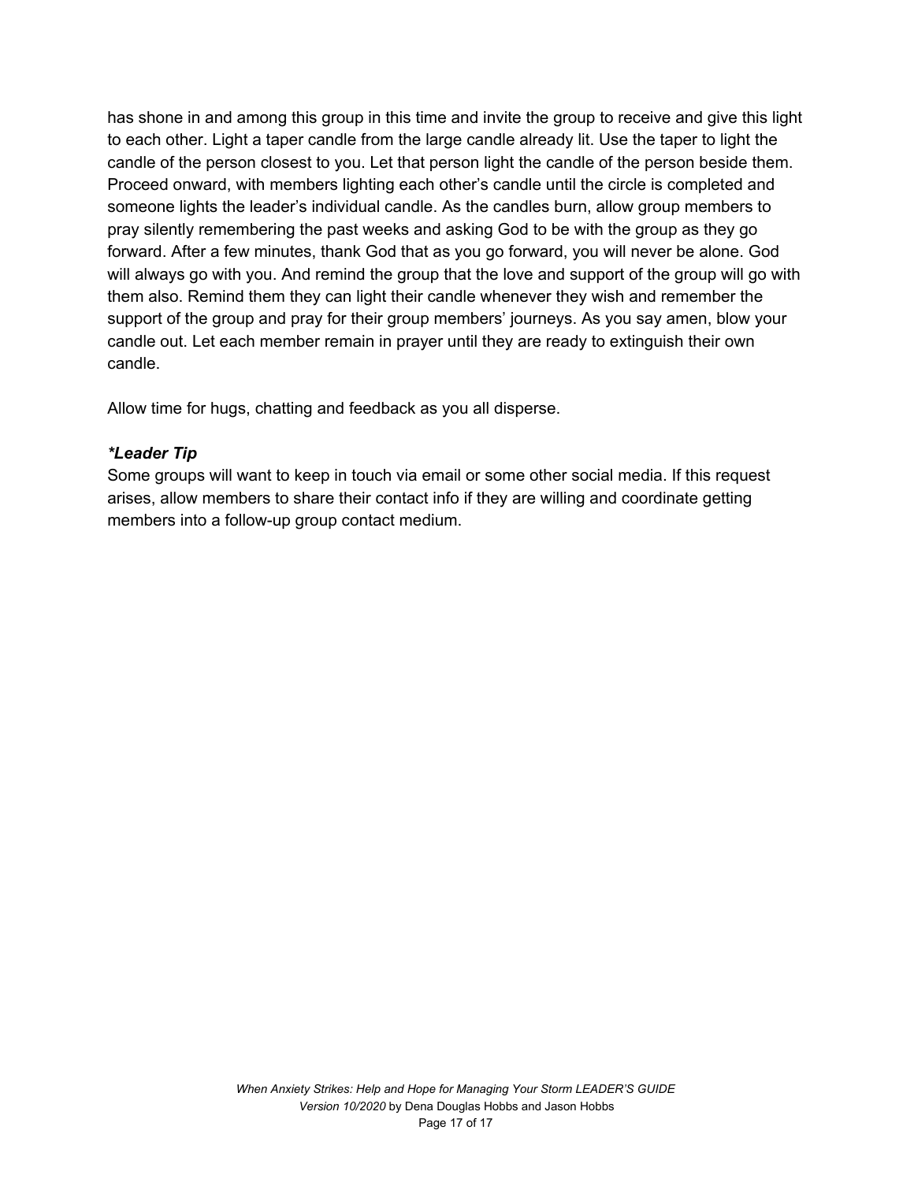has shone in and among this group in this time and invite the group to receive and give this light to each other. Light a taper candle from the large candle already lit. Use the taper to light the candle of the person closest to you. Let that person light the candle of the person beside them. Proceed onward, with members lighting each other's candle until the circle is completed and someone lights the leader's individual candle. As the candles burn, allow group members to pray silently remembering the past weeks and asking God to be with the group as they go forward. After a few minutes, thank God that as you go forward, you will never be alone. God will always go with you. And remind the group that the love and support of the group will go with them also. Remind them they can light their candle whenever they wish and remember the support of the group and pray for their group members' journeys. As you say amen, blow your candle out. Let each member remain in prayer until they are ready to extinguish their own candle.

Allow time for hugs, chatting and feedback as you all disperse.

***Leader Tip***
Some groups will want to keep in touch via email or some other social media. If this request arises, allow members to share their contact info if they are willing and coordinate getting members into a follow-up group contact medium.